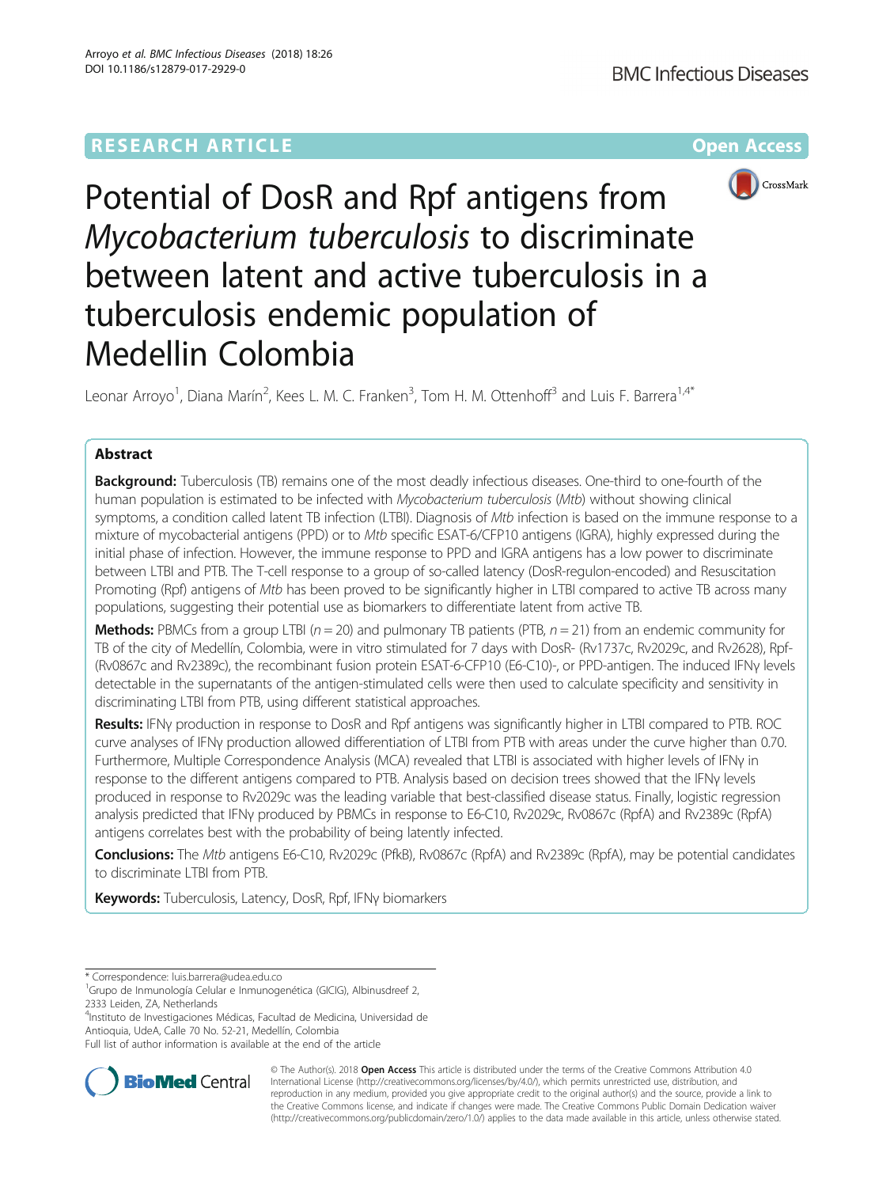RESEARCH ARTICLE

Open Access

# Potential of DosR and Rpf antigens from *Mycobacterium tuberculosis* to discriminate between latent and active tuberculosis in a tuberculosis endemic population of Medellin Colombia

Leonar Arroyo[1], Diana Marín[2], Kees L. M. C. Franken[3], Tom H. M. Ottenhoff[3] and Luis F. Barrera[1,4*]

## Abstract

**Background:** Tuberculosis (TB) remains one of the most deadly infectious diseases. One-third to one-fourth of the human population is estimated to be infected with *Mycobacterium tuberculosis* (*Mtb*) without showing clinical symptoms, a condition called latent TB infection (LTBI). Diagnosis of *Mtb* infection is based on the immune response to a mixture of mycobacterial antigens (PPD) or to *Mtb* specific ESAT-6/CFP10 antigens (IGRA), highly expressed during the initial phase of infection. However, the immune response to PPD and IGRA antigens has a low power to discriminate between LTBI and PTB. The T-cell response to a group of so-called latency (DosR-regulon-encoded) and Resuscitation Promoting (Rpf) antigens of *Mtb* has been proved to be significantly higher in LTBI compared to active TB across many populations, suggesting their potential use as biomarkers to differentiate latent from active TB.

**Methods:** PBMCs from a group LTBI ($n = 20$) and pulmonary TB patients (PTB, $n = 21$) from an endemic community for TB of the city of Medellín, Colombia, were in vitro stimulated for 7 days with DosR- (Rv1737c, Rv2029c, and Rv2628), Rpf- (Rv0867c and Rv2389c), the recombinant fusion protein ESAT-6-CFP10 (E6-C10)-, or PPD-antigen. The induced IFNγ levels detectable in the supernatants of the antigen-stimulated cells were then used to calculate specificity and sensitivity in discriminating LTBI from PTB, using different statistical approaches.

**Results:** IFNγ production in response to DosR and Rpf antigens was significantly higher in LTBI compared to PTB. ROC curve analyses of IFNγ production allowed differentiation of LTBI from PTB with areas under the curve higher than 0.70. Furthermore, Multiple Correspondence Analysis (MCA) revealed that LTBI is associated with higher levels of IFNγ in response to the different antigens compared to PTB. Analysis based on decision trees showed that the IFNγ levels produced in response to Rv2029c was the leading variable that best-classified disease status. Finally, logistic regression analysis predicted that IFNγ produced by PBMCs in response to E6-C10, Rv2029c, Rv0867c (RpfA) and Rv2389c (RpfA) antigens correlates best with the probability of being latently infected.

**Conclusions:** The *Mtb* antigens E6-C10, Rv2029c (PfkB), Rv0867c (RpfA) and Rv2389c (RpfA), may be potential candidates to discriminate LTBI from PTB.

**Keywords:** Tuberculosis, Latency, DosR, Rpf, IFNγ biomarkers

\* Correspondence: luis.barrera@udea.edu.co
[1]Grupo de Inmunología Celular e Inmunogenética (GICIG), Albinusdreef 2, 2333 Leiden, ZA, Netherlands
[4]Instituto de Investigaciones Médicas, Facultad de Medicina, Universidad de Antioquia, UdeA, Calle 70 No. 52-21, Medellín, Colombia
Full list of author information is available at the end of the article

© The Author(s). 2018 **Open Access** This article is distributed under the terms of the Creative Commons Attribution 4.0 International License (http://creativecommons.org/licenses/by/4.0/), which permits unrestricted use, distribution, and reproduction in any medium, provided you give appropriate credit to the original author(s) and the source, provide a link to the Creative Commons license, and indicate if changes were made. The Creative Commons Public Domain Dedication waiver (http://creativecommons.org/publicdomain/zero/1.0/) applies to the data made available in this article, unless otherwise stated.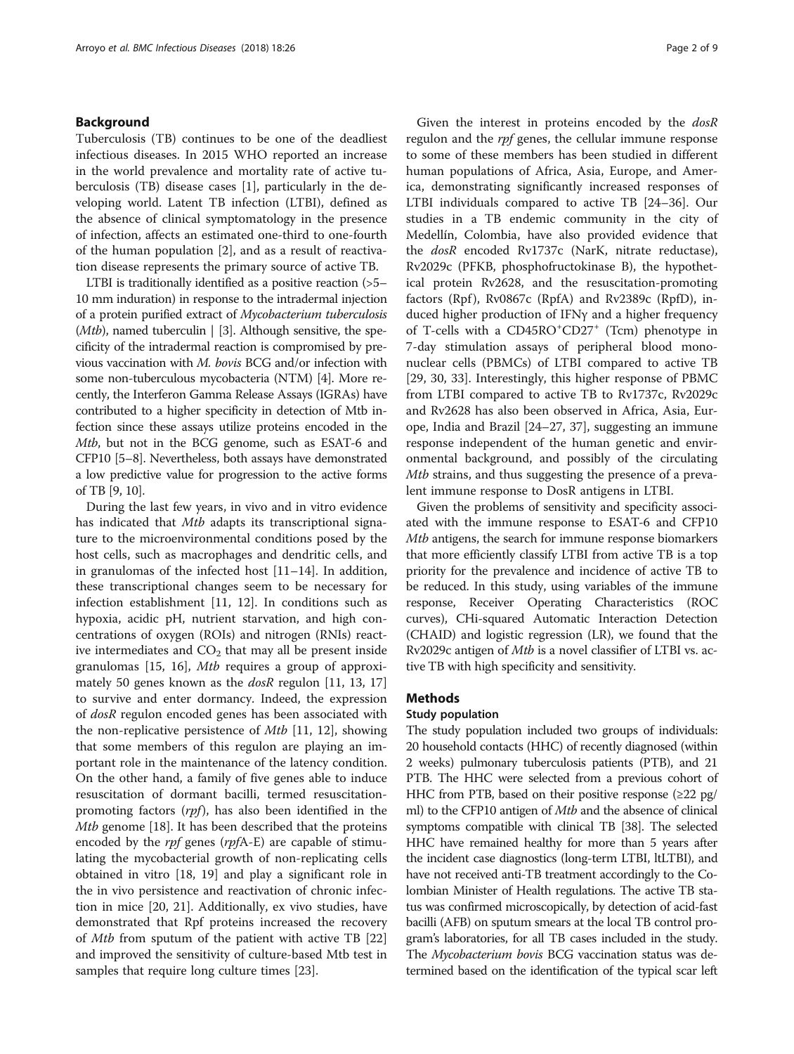## Background

Tuberculosis (TB) continues to be one of the deadliest infectious diseases. In 2015 WHO reported an increase in the world prevalence and mortality rate of active tuberculosis (TB) disease cases [1], particularly in the developing world. Latent TB infection (LTBI), defined as the absence of clinical symptomatology in the presence of infection, affects an estimated one-third to one-fourth of the human population [2], and as a result of reactivation disease represents the primary source of active TB.

LTBI is traditionally identified as a positive reaction (>5–10 mm induration) in response to the intradermal injection of a protein purified extract of *Mycobacterium tuberculosis* (*Mtb*), named tuberculin | [3]. Although sensitive, the specificity of the intradermal reaction is compromised by previous vaccination with *M. bovis* BCG and/or infection with some non-tuberculous mycobacteria (NTM) [4]. More recently, the Interferon Gamma Release Assays (IGRAs) have contributed to a higher specificity in detection of Mtb infection since these assays utilize proteins encoded in the *Mtb*, but not in the BCG genome, such as ESAT-6 and CFP10 [5–8]. Nevertheless, both assays have demonstrated a low predictive value for progression to the active forms of TB [9, 10].

During the last few years, in vivo and in vitro evidence has indicated that *Mtb* adapts its transcriptional signature to the microenvironmental conditions posed by the host cells, such as macrophages and dendritic cells, and in granulomas of the infected host [11–14]. In addition, these transcriptional changes seem to be necessary for infection establishment [11, 12]. In conditions such as hypoxia, acidic pH, nutrient starvation, and high concentrations of oxygen (ROIs) and nitrogen (RNIs) reactive intermediates and $CO_2$ that may all be present inside granulomas [15, 16], *Mtb* requires a group of approximately 50 genes known as the *dosR* regulon [11, 13, 17] to survive and enter dormancy. Indeed, the expression of *dosR* regulon encoded genes has been associated with the non-replicative persistence of *Mtb* [11, 12], showing that some members of this regulon are playing an important role in the maintenance of the latency condition. On the other hand, a family of five genes able to induce resuscitation of dormant bacilli, termed resuscitation-promoting factors (*rpf*), has also been identified in the *Mtb* genome [18]. It has been described that the proteins encoded by the *rpf* genes (*rpf*A-E) are capable of stimulating the mycobacterial growth of non-replicating cells obtained in vitro [18, 19] and play a significant role in the in vivo persistence and reactivation of chronic infection in mice [20, 21]. Additionally, ex vivo studies, have demonstrated that Rpf proteins increased the recovery of *Mtb* from sputum of the patient with active TB [22] and improved the sensitivity of culture-based Mtb test in samples that require long culture times [23].

Given the interest in proteins encoded by the *dosR* regulon and the *rpf* genes, the cellular immune response to some of these members has been studied in different human populations of Africa, Asia, Europe, and America, demonstrating significantly increased responses of LTBI individuals compared to active TB [24–36]. Our studies in a TB endemic community in the city of Medellín, Colombia, have also provided evidence that the *dosR* encoded Rv1737c (NarK, nitrate reductase), Rv2029c (PFKB, phosphofructokinase B), the hypothetical protein Rv2628, and the resuscitation-promoting factors (Rpf), Rv0867c (RpfA) and Rv2389c (RpfD), induced higher production of IFNγ and a higher frequency of T-cells with a CD45RO$^+$CD27$^+$ (Tcm) phenotype in 7-day stimulation assays of peripheral blood mononuclear cells (PBMCs) of LTBI compared to active TB [29, 30, 33]. Interestingly, this higher response of PBMC from LTBI compared to active TB to Rv1737c, Rv2029c and Rv2628 has also been observed in Africa, Asia, Europe, India and Brazil [24–27, 37], suggesting an immune response independent of the human genetic and environmental background, and possibly of the circulating *Mtb* strains, and thus suggesting the presence of a prevalent immune response to DosR antigens in LTBI.

Given the problems of sensitivity and specificity associated with the immune response to ESAT-6 and CFP10 *Mtb* antigens, the search for immune response biomarkers that more efficiently classify LTBI from active TB is a top priority for the prevalence and incidence of active TB to be reduced. In this study, using variables of the immune response, Receiver Operating Characteristics (ROC curves), CHi-squared Automatic Interaction Detection (CHAID) and logistic regression (LR), we found that the Rv2029c antigen of *Mtb* is a novel classifier of LTBI vs. active TB with high specificity and sensitivity.

## Methods

### Study population

The study population included two groups of individuals: 20 household contacts (HHC) of recently diagnosed (within 2 weeks) pulmonary tuberculosis patients (PTB), and 21 PTB. The HHC were selected from a previous cohort of HHC from PTB, based on their positive response (≥22 pg/ml) to the CFP10 antigen of *Mtb* and the absence of clinical symptoms compatible with clinical TB [38]. The selected HHC have remained healthy for more than 5 years after the incident case diagnostics (long-term LTBI, ltLTBI), and have not received anti-TB treatment accordingly to the Colombian Minister of Health regulations. The active TB status was confirmed microscopically, by detection of acid-fast bacilli (AFB) on sputum smears at the local TB control program's laboratories, for all TB cases included in the study. The *Mycobacterium bovis* BCG vaccination status was determined based on the identification of the typical scar left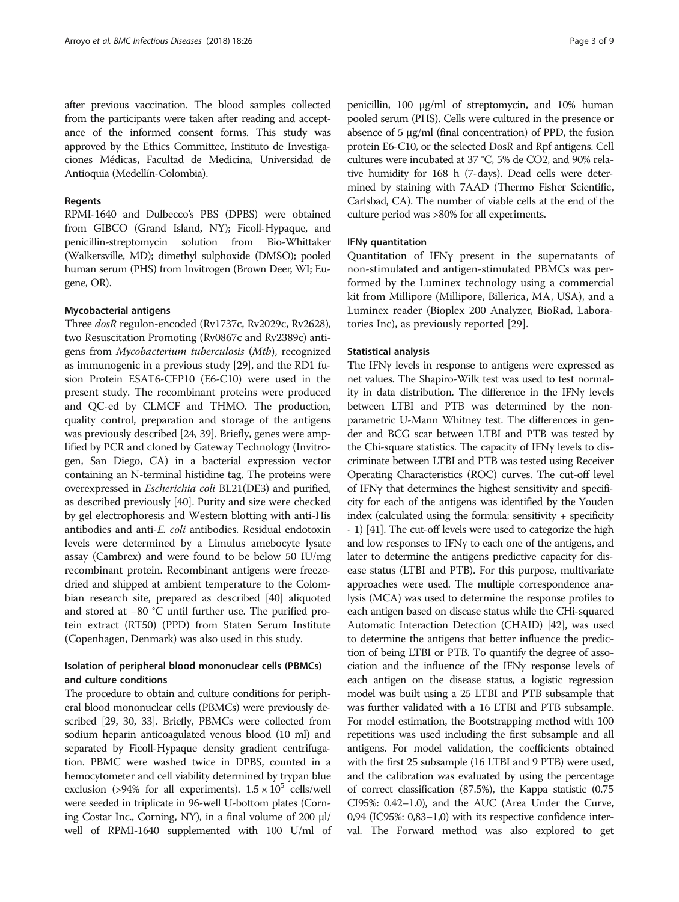after previous vaccination. The blood samples collected from the participants were taken after reading and acceptance of the informed consent forms. This study was approved by the Ethics Committee, Instituto de Investigaciones Médicas, Facultad de Medicina, Universidad de Antioquia (Medellín-Colombia).

### Regents

RPMI-1640 and Dulbecco's PBS (DPBS) were obtained from GIBCO (Grand Island, NY); Ficoll-Hypaque, and penicillin-streptomycin solution from Bio-Whittaker (Walkersville, MD); dimethyl sulphoxide (DMSO); pooled human serum (PHS) from Invitrogen (Brown Deer, WI; Eugene, OR).

### Mycobacterial antigens

Three *dosR* regulon-encoded (Rv1737c, Rv2029c, Rv2628), two Resuscitation Promoting (Rv0867c and Rv2389c) antigens from *Mycobacterium tuberculosis* (*Mtb*), recognized as immunogenic in a previous study [29], and the RD1 fusion Protein ESAT6-CFP10 (E6-C10) were used in the present study. The recombinant proteins were produced and QC-ed by CLMCF and THMO. The production, quality control, preparation and storage of the antigens was previously described [24, 39]. Briefly, genes were amplified by PCR and cloned by Gateway Technology (Invitrogen, San Diego, CA) in a bacterial expression vector containing an N-terminal histidine tag. The proteins were overexpressed in *Escherichia coli* BL21(DE3) and purified, as described previously [40]. Purity and size were checked by gel electrophoresis and Western blotting with anti-His antibodies and anti-*E. coli* antibodies. Residual endotoxin levels were determined by a Limulus amebocyte lysate assay (Cambrex) and were found to be below 50 IU/mg recombinant protein. Recombinant antigens were freeze-dried and shipped at ambient temperature to the Colombian research site, prepared as described [40] aliquoted and stored at −80 °C until further use. The purified protein extract (RT50) (PPD) from Staten Serum Institute (Copenhagen, Denmark) was also used in this study.

### Isolation of peripheral blood mononuclear cells (PBMCs) and culture conditions

The procedure to obtain and culture conditions for peripheral blood mononuclear cells (PBMCs) were previously described [29, 30, 33]. Briefly, PBMCs were collected from sodium heparin anticoagulated venous blood (10 ml) and separated by Ficoll-Hypaque density gradient centrifugation. PBMC were washed twice in DPBS, counted in a hemocytometer and cell viability determined by trypan blue exclusion (>94% for all experiments). $1.5 \times 10^5$ cells/well were seeded in triplicate in 96-well U-bottom plates (Corning Costar Inc., Corning, NY), in a final volume of 200 μl/well of RPMI-1640 supplemented with 100 U/ml of penicillin, 100 μg/ml of streptomycin, and 10% human pooled serum (PHS). Cells were cultured in the presence or absence of 5 μg/ml (final concentration) of PPD, the fusion protein E6-C10, or the selected DosR and Rpf antigens. Cell cultures were incubated at 37 °C, 5% de $CO_2$, and 90% relative humidity for 168 h (7-days). Dead cells were determined by staining with 7AAD (Thermo Fisher Scientific, Carlsbad, CA). The number of viable cells at the end of the culture period was >80% for all experiments.

### IFNγ quantitation

Quantitation of IFNγ present in the supernatants of non-stimulated and antigen-stimulated PBMCs was performed by the Luminex technology using a commercial kit from Millipore (Millipore, Billerica, MA, USA), and a Luminex reader (Bioplex 200 Analyzer, BioRad, Laboratories Inc), as previously reported [29].

### Statistical analysis

The IFNγ levels in response to antigens were expressed as net values. The Shapiro-Wilk test was used to test normality in data distribution. The difference in the IFNγ levels between LTBI and PTB was determined by the nonparametric U-Mann Whitney test. The differences in gender and BCG scar between LTBI and PTB was tested by the Chi-square statistics. The capacity of IFNγ levels to discriminate between LTBI and PTB was tested using Receiver Operating Characteristics (ROC) curves. The cut-off level of IFNγ that determines the highest sensitivity and specificity for each of the antigens was identified by the Youden index (calculated using the formula: sensitivity + specificity - 1) [41]. The cut-off levels were used to categorize the high and low responses to IFNγ to each one of the antigens, and later to determine the antigens predictive capacity for disease status (LTBI and PTB). For this purpose, multivariate approaches were used. The multiple correspondence analysis (MCA) was used to determine the response profiles to each antigen based on disease status while the CHi-squared Automatic Interaction Detection (CHAID) [42], was used to determine the antigens that better influence the prediction of being LTBI or PTB. To quantify the degree of association and the influence of the IFNγ response levels of each antigen on the disease status, a logistic regression model was built using a 25 LTBI and PTB subsample that was further validated with a 16 LTBI and PTB subsample. For model estimation, the Bootstrapping method with 100 repetitions was used including the first subsample and all antigens. For model validation, the coefficients obtained with the first 25 subsample (16 LTBI and 9 PTB) were used, and the calibration was evaluated by using the percentage of correct classification (87.5%), the Kappa statistic (0.75 CI95%: 0.42–1.0), and the AUC (Area Under the Curve, 0,94 (IC95%: 0,83–1,0) with its respective confidence interval. The Forward method was also explored to get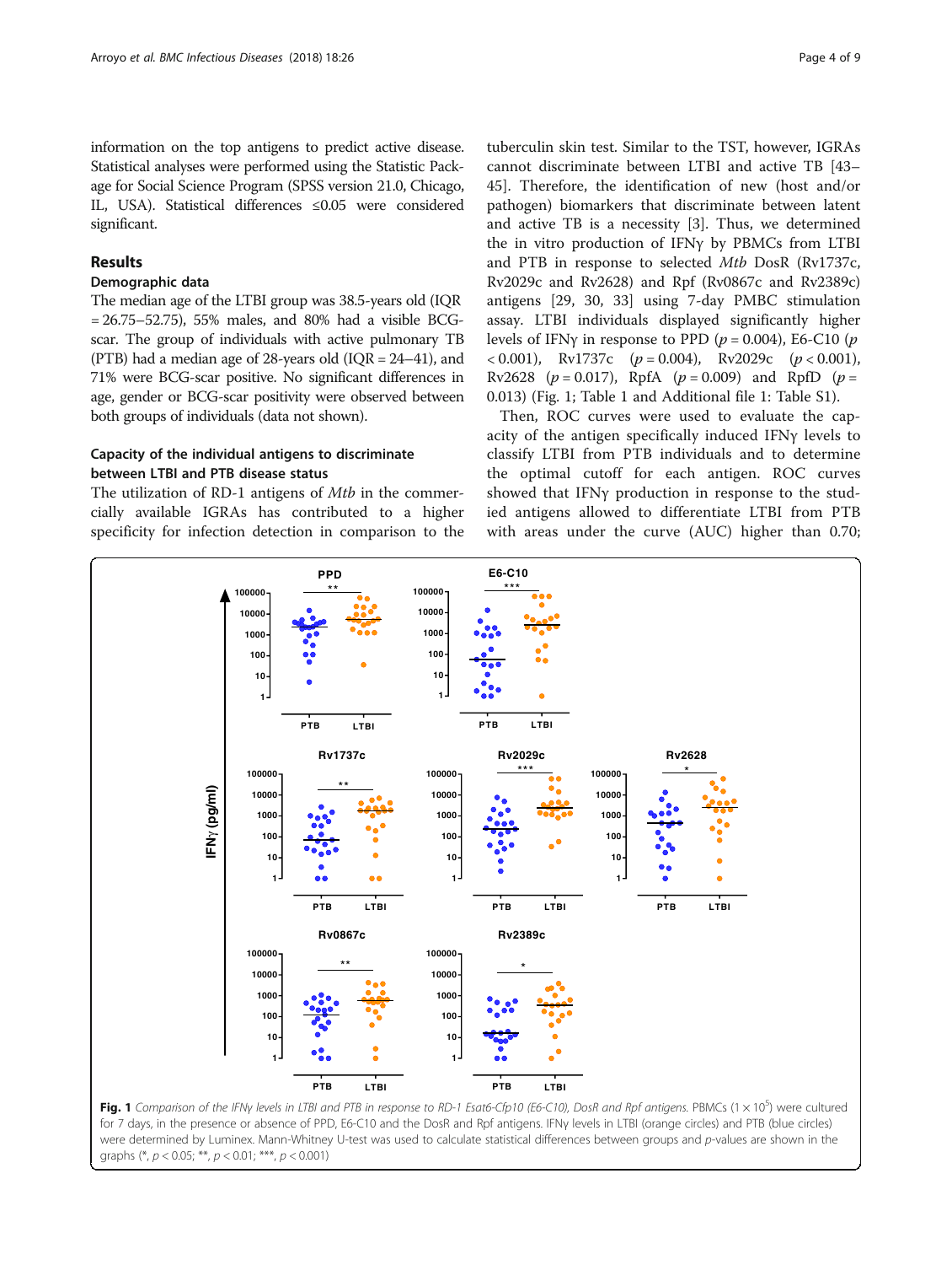information on the top antigens to predict active disease. Statistical analyses were performed using the Statistic Package for Social Science Program (SPSS version 21.0, Chicago, IL, USA). Statistical differences ≤0.05 were considered significant.

## Results

### Demographic data

The median age of the LTBI group was 38.5-years old (IQR = 26.75–52.75), 55% males, and 80% had a visible BCG-scar. The group of individuals with active pulmonary TB (PTB) had a median age of 28-years old (IQR = 24–41), and 71% were BCG-scar positive. No significant differences in age, gender or BCG-scar positivity were observed between both groups of individuals (data not shown).

### Capacity of the individual antigens to discriminate between LTBI and PTB disease status

The utilization of RD-1 antigens of *Mtb* in the commercially available IGRAs has contributed to a higher specificity for infection detection in comparison to the tuberculin skin test. Similar to the TST, however, IGRAs cannot discriminate between LTBI and active TB [43–45]. Therefore, the identification of new (host and/or pathogen) biomarkers that discriminate between latent and active TB is a necessity [3]. Thus, we determined the in vitro production of IFNγ by PBMCs from LTBI and PTB in response to selected *Mtb* DosR (Rv1737c, Rv2029c and Rv2628) and Rpf (Rv0867c and Rv2389c) antigens [29, 30, 33] using 7-day PMBC stimulation assay. LTBI individuals displayed significantly higher levels of IFNγ in response to PPD ($p = 0.004$), E6-C10 ($p < 0.001$), Rv1737c ($p = 0.004$), Rv2029c ($p < 0.001$), Rv2628 ($p = 0.017$), RpfA ($p = 0.009$) and RpfD ($p = 0.013$) (Fig. 1; Table 1 and Additional file 1: Table S1).

Then, ROC curves were used to evaluate the capacity of the antigen specifically induced IFNγ levels to classify LTBI individuals and to determine the optimal cutoff for each antigen. ROC curves showed that IFNγ production in response to the studied antigens allowed to differentiate LTBI from PTB with areas under the curve (AUC) higher than 0.70;

**Fig. 1** *Comparison of the IFNγ levels in LTBI and PTB in response to RD-1 Esat6-Cfp10 (E6-C10), DosR and Rpf antigens.* PBMCs ($1 \times 10^5$) were cultured for 7 days, in the presence or absence of PPD, E6-C10 and the DosR and Rpf antigens. IFNγ levels in LTBI (orange circles) and PTB (blue circles) were determined by Luminex. Mann-Whitney U-test was used to calculate statistical differences between groups and *p*-values are shown in the graphs (*, $p < 0.05$; **, $p < 0.01$; ***, $p < 0.001$)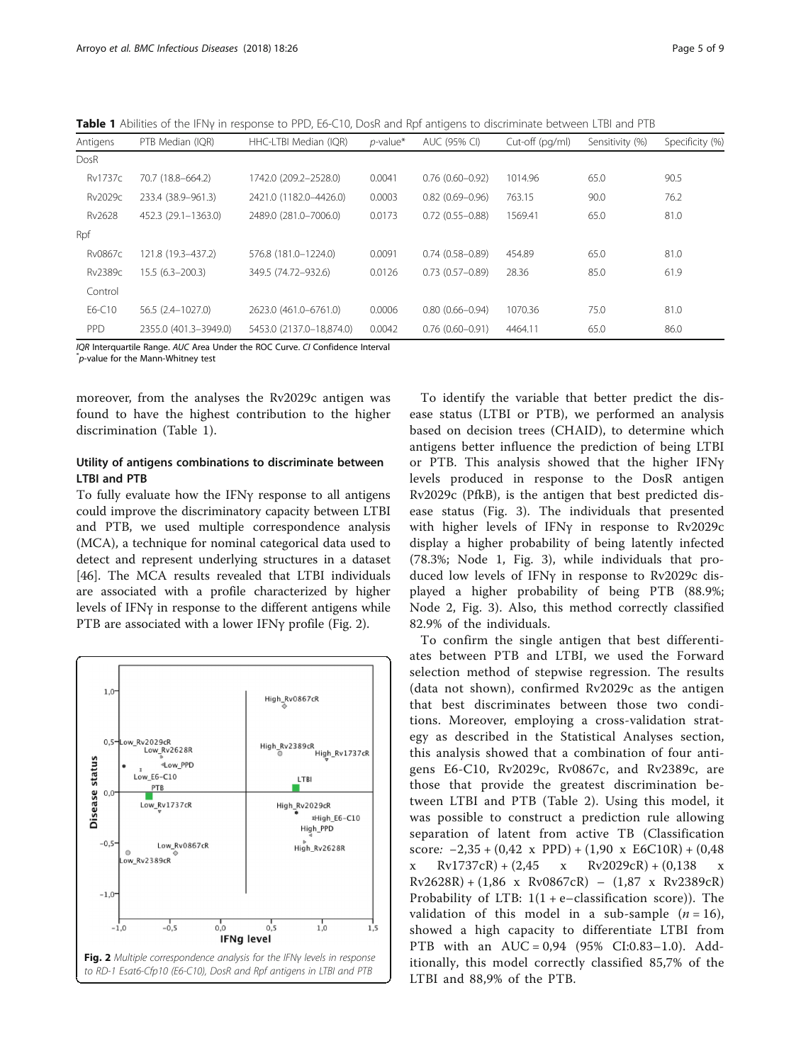**Table 1** Abilities of the IFNγ in response to PPD, E6-C10, DosR and Rpf antigens to discriminate between LTBI and PTB

| Antigens | PTB Median (IQR) | HHC-LTBI Median (IQR) | *p*-value* | AUC (95% CI) | Cut-off (pg/ml) | Sensitivity (%) | Specificity (%) |
|---|---|---|---|---|---|---|---|
| DosR | | | | | | | |
| Rv1737c | 70.7 (18.8–664.2) | 1742.0 (209.2–2528.0) | 0.0041 | 0.76 (0.60–0.92) | 1014.96 | 65.0 | 90.5 |
| Rv2029c | 233.4 (38.9–961.3) | 2421.0 (1182.0–4426.0) | 0.0003 | 0.82 (0.69–0.96) | 763.15 | 90.0 | 76.2 |
| Rv2628 | 452.3 (29.1–1363.0) | 2489.0 (281.0–7006.0) | 0.0173 | 0.72 (0.55–0.88) | 1569.41 | 65.0 | 81.0 |
| Rpf | | | | | | | |
| Rv0867c | 121.8 (19.3–437.2) | 576.8 (181.0–1224.0) | 0.0091 | 0.74 (0.58–0.89) | 454.89 | 65.0 | 81.0 |
| Rv2389c | 15.5 (6.3–200.3) | 349.5 (74.72–932.6) | 0.0126 | 0.73 (0.57–0.89) | 28.36 | 85.0 | 61.9 |
| Control | | | | | | | |
| E6-C10 | 56.5 (2.4–1027.0) | 2623.0 (461.0–6761.0) | 0.0006 | 0.80 (0.66–0.94) | 1070.36 | 75.0 | 81.0 |
| PPD | 2355.0 (401.3–3949.0) | 5453.0 (2137.0–18,874.0) | 0.0042 | 0.76 (0.60–0.91) | 4464.11 | 65.0 | 86.0 |

*IQR* Interquartile Range. *AUC* Area Under the ROC Curve. *CI* Confidence Interval
*p-value for the Mann-Whitney test

moreover, from the analyses the Rv2029c antigen was found to have the highest contribution to the higher discrimination (Table 1).

## Utility of antigens combinations to discriminate between LTBI and PTB

To fully evaluate how the IFNγ response to all antigens could improve the discriminatory capacity between LTBI and PTB, we used multiple correspondence analysis (MCA), a technique for nominal categorical data used to detect and represent underlying structures in a dataset [46]. The MCA results revealed that LTBI individuals are associated with a profile characterized by higher levels of IFNγ in response to the different antigens while PTB are associated with a lower IFNγ profile (Fig. 2).

**Fig. 2** Multiple correspondence analysis for the IFNγ levels in response to RD-1 Esat6-Cfp10 (E6-C10), DosR and Rpf antigens in LTBI and PTB

To identify the variable that better predict the disease status (LTBI or PTB), we performed an analysis based on decision trees (CHAID), to determine which antigens better influence the prediction of being LTBI or PTB. This analysis showed that the higher IFNγ levels produced in response to the DosR antigen Rv2029c (PfkB), is the antigen that best predicted disease status (Fig. 3). The individuals that presented with higher levels of IFNγ in response to Rv2029c display a higher probability of being latently infected (78.3%; Node 1, Fig. 3), while individuals that produced low levels of IFNγ in response to Rv2029c displayed a higher probability of being PTB (88.9%; Node 2, Fig. 3). Also, this method correctly classified 82.9% of the individuals.

To confirm the single antigen that best differentiates between PTB and LTBI, we used the Forward selection method of stepwise regression. The results (data not shown), confirmed Rv2029c as the antigen that best discriminates between those two conditions. Moreover, employing a cross-validation strategy as described in the Statistical Analyses section, this analysis showed that a combination of four antigens E6-C10, Rv2029c, Rv0867c, and Rv2389c, are those that provide the greatest discrimination between LTBI and PTB (Table 2). Using this model, it was possible to construct a prediction rule allowing separation of latent from active TB (Classification score*:* −2,35 + (0,42 x PPD) + (1,90 x E6C10R) + (0,48 x Rv1737cR) + (2,45 x Rv2029cR) + (0,138 x Rv2628R) + (1,86 x Rv0867cR) − (1,87 x Rv2389cR) Probability of LTB: 1(1 + e−classification score)). The validation of this model in a sub-sample ($n = 16$), showed a high capacity to differentiate LTBI from PTB with an AUC = 0,94 (95% CI:0.83–1.0). Additionally, this model correctly classified 85,7% of the LTBI and 88,9% of the PTB.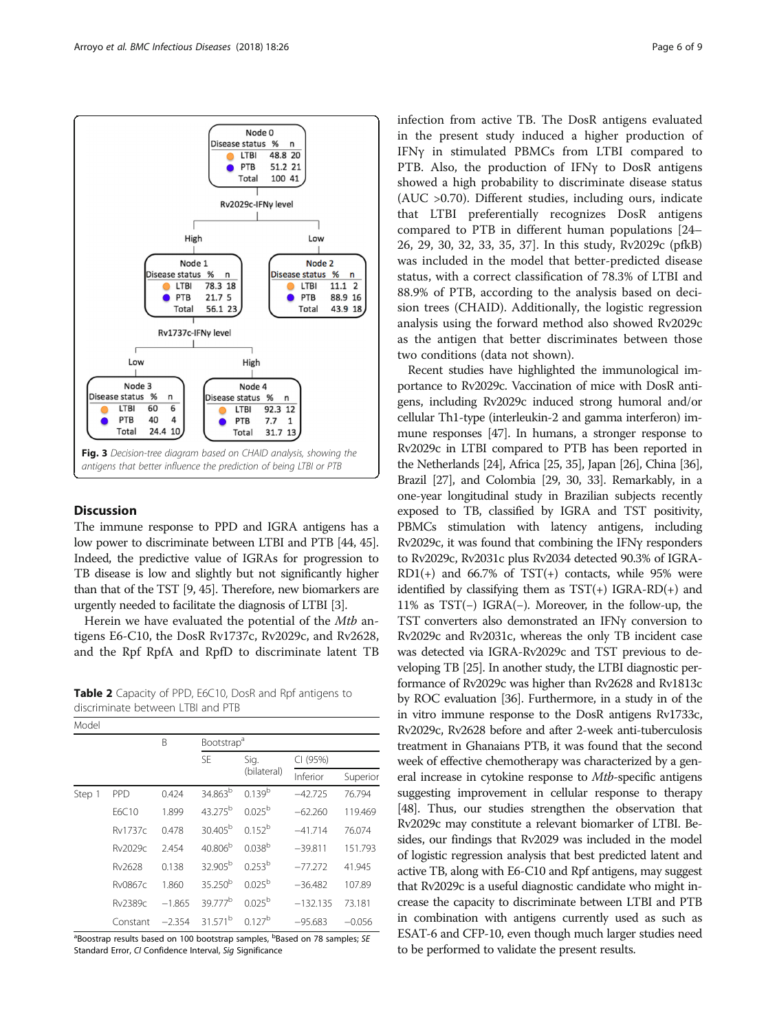Fig. 3 Decision-tree diagram based on CHAID analysis, showing the antigens that better influence the prediction of being LTBI or PTB

## Discussion

The immune response to PPD and IGRA antigens has a low power to discriminate between LTBI and PTB [44, 45]. Indeed, the predictive value of IGRAs for progression to TB disease is low and slightly but not significantly higher than that of the TST [9, 45]. Therefore, new biomarkers are urgently needed to facilitate the diagnosis of LTBI [3].

Herein we have evaluated the potential of the *Mtb* antigens E6-C10, the DosR Rv1737c, Rv2029c, and Rv2628, and the Rpf RpfA and RpfD to discriminate latent TB infection from active TB. The DosR antigens evaluated in the present study induced a higher production of IFNγ in stimulated PBMCs from LTBI compared to PTB. Also, the production of IFNγ to DosR antigens showed a high probability to discriminate disease status (AUC >0.70). Different studies, including ours, indicate that LTBI preferentially recognizes DosR antigens compared to PTB in different human populations [24–26, 29, 30, 32, 33, 35, 37]. In this study, Rv2029c (pfkB) was included in the model that better-predicted disease status, with a correct classification of 78.3% of LTBI and 88.9% of PTB, according to the analysis based on decision trees (CHAID). Additionally, the logistic regression analysis using the forward method also showed Rv2029c as the antigen that better discriminates between those two conditions (data not shown).

**Table 2** Capacity of PPD, E6C10, DosR and Rpf antigens to discriminate between LTBI and PTB

| Model | | B | Bootstrap[a] | | | |
|---|---|---|---|---|---|---|
| | | | SE | Sig. (bilateral) | CI (95%) | |
| | | | | | Inferior | Superior |
| Step 1 | PPD | 0.424 | 34.863[b] | 0.139[b] | −42.725 | 76.794 |
| | E6C10 | 1.899 | 43.275[b] | 0.025[b] | −62.260 | 119.469 |
| | Rv1737c | 0.478 | 30.405[b] | 0.152[b] | −41.714 | 76.074 |
| | Rv2029c | 2.454 | 40.806[b] | 0.038[b] | −39.811 | 151.793 |
| | Rv2628 | 0.138 | 32.905[b] | 0.253[b] | −77.272 | 41.945 |
| | Rv0867c | 1.860 | 35.250[b] | 0.025[b] | −36.482 | 107.89 |
| | Rv2389c | −1.865 | 39.777[b] | 0.025[b] | −132.135 | 73.181 |
| | Constant | −2.354 | 31.571[b] | 0.127[b] | −95.683 | −0.056 |

[a]Bootstrap results based on 100 bootstrap samples, [b]Based on 78 samples; *SE* Standard Error, *CI* Confidence Interval, *Sig* Significance

Recent studies have highlighted the immunological importance to Rv2029c. Vaccination of mice with DosR antigens, including Rv2029c induced strong humoral and/or cellular Th1-type (interleukin-2 and gamma interferon) immune responses [47]. In humans, a stronger response to Rv2029c in LTBI compared to PTB has been reported in the Netherlands [24], Africa [25, 35], Japan [26], China [36], Brazil [27], and Colombia [29, 30, 33]. Remarkably, in a one-year longitudinal study in Brazilian subjects recently exposed to TB, classified by IGRA and TST positivity, PBMCs stimulation with latency antigens, including Rv2029c, it was found that combining the IFNγ responders to Rv2029c, Rv2031c plus Rv2034 detected 90.3% of IGRA-RD1(+) and 66.7% of TST(+) contacts, while 95% were identified by classifying them as TST(+) IGRA-RD(+) and 11% as TST(−) IGRA(−). Moreover, in the follow-up, the TST converters also demonstrated an IFNγ conversion to Rv2029c and Rv2031c, whereas the only TB incident case was detected via IGRA-Rv2029c and TST previous to developing TB [25]. In another study, the LTBI diagnostic performance of Rv2029c was higher than Rv2628 and Rv1813c by ROC evaluation [36]. Furthermore, in a study in of the in vitro immune response to the DosR antigens Rv1733c, Rv2029c, Rv2628 before and after 2-week anti-tuberculosis treatment in Ghanaians PTB, it was found that the second week of effective chemotherapy was characterized by a general increase in cytokine response to *Mtb*-specific antigens suggesting improvement in cellular response to therapy [48]. Thus, our studies strengthen the observation that Rv2029c may constitute a relevant biomarker of LTBI. Besides, our findings that Rv2029 was included in the model of logistic regression analysis that best predicted latent and active TB, along with E6-C10 and Rpf antigens, may suggest that Rv2029c is a useful diagnostic candidate who might increase the capacity to discriminate between LTBI and PTB in combination with antigens currently used as such as ESAT-6 and CFP-10, even though much larger studies need to be performed to validate the present results.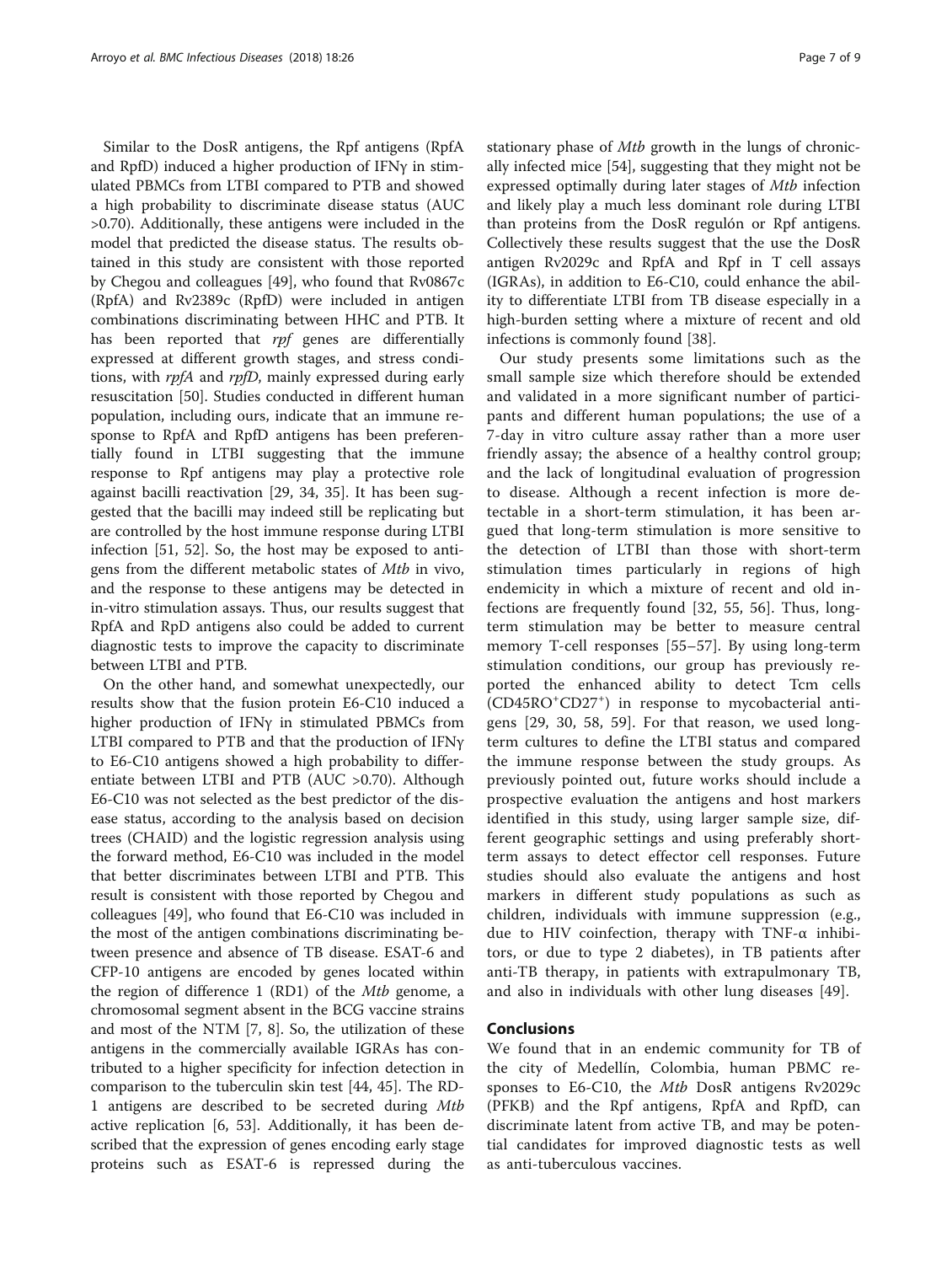Similar to the DosR antigens, the Rpf antigens (RpfA and RpfD) induced a higher production of IFNγ in stimulated PBMCs from LTBI compared to PTB and showed a high probability to discriminate disease status (AUC >0.70). Additionally, these antigens were included in the model that predicted the disease status. The results obtained in this study are consistent with those reported by Chegou and colleagues [49], who found that Rv0867c (RpfA) and Rv2389c (RpfD) were included in antigen combinations discriminating between HHC and PTB. It has been reported that *rpf* genes are differentially expressed at different growth stages, and stress conditions, with *rpfA* and *rpfD*, mainly expressed during early resuscitation [50]. Studies conducted in different human population, including ours, indicate that an immune response to RpfA and RpfD antigens has been preferentially found in LTBI suggesting that the immune response to Rpf antigens may play a protective role against bacilli reactivation [29, 34, 35]. It has been suggested that the bacilli may indeed still be replicating but are controlled by the host immune response during LTBI infection [51, 52]. So, the host may be exposed to antigens from the different metabolic states of *Mtb* in vivo, and the response to these antigens may be detected in in-vitro stimulation assays. Thus, our results suggest that RpfA and RpD antigens also could be added to current diagnostic tests to improve the capacity to discriminate between LTBI and PTB.

On the other hand, and somewhat unexpectedly, our results show that the fusion protein E6-C10 induced a higher production of IFNγ in stimulated PBMCs from LTBI compared to PTB and that the production of IFNγ to E6-C10 antigens showed a high probability to differentiate between LTBI and PTB (AUC >0.70). Although E6-C10 was not selected as the best predictor of the disease status, according to the analysis based on decision trees (CHAID) and the logistic regression analysis using the forward method, E6-C10 was included in the model that better discriminates between LTBI and PTB. This result is consistent with those reported by Chegou and colleagues [49], who found that E6-C10 was included in the most of the antigen combinations discriminating between presence and absence of TB disease. ESAT-6 and CFP-10 antigens are encoded by genes located within the region of difference 1 (RD1) of the *Mtb* genome, a chromosomal segment absent in the BCG vaccine strains and most of the NTM [7, 8]. So, the utilization of these antigens in the commercially available IGRAs has contributed to a higher specificity for infection detection in comparison to the tuberculin skin test [44, 45]. The RD-1 antigens are described to be secreted during *Mtb* active replication [6, 53]. Additionally, it has been described that the expression of genes encoding early stage proteins such as ESAT-6 is repressed during the stationary phase of *Mtb* growth in the lungs of chronically infected mice [54], suggesting that they might not be expressed optimally during later stages of *Mtb* infection and likely play a much less dominant role during LTBI than proteins from the DosR regulón or Rpf antigens. Collectively these results suggest that the use the DosR antigen Rv2029c and RpfA and Rpf in T cell assays (IGRAs), in addition to E6-C10, could enhance the ability to differentiate LTBI from TB disease especially in a high-burden setting where a mixture of recent and old infections is commonly found [38].

Our study presents some limitations such as the small sample size which therefore should be extended and validated in a more significant number of participants and different human populations; the use of a 7-day in vitro culture assay rather than a more user friendly assay; the absence of a healthy control group; and the lack of longitudinal evaluation of progression to disease. Although a recent infection is more detectable in a short-term stimulation, it has been argued that long-term stimulation is more sensitive to the detection of LTBI than those with short-term stimulation times particularly in regions of high endemicity in which a mixture of recent and old infections are frequently found [32, 55, 56]. Thus, long-term stimulation may be better to measure central memory T-cell responses [55–57]. By using long-term stimulation conditions, our group has previously reported the enhanced ability to detect Tcm cells ($CD45RO^{+}CD27^{+}$) in response to mycobacterial antigens [29, 30, 58, 59]. For that reason, we used long-term cultures to define the LTBI status and compared the immune response between the study groups. As previously pointed out, future works should include a prospective evaluation the antigens and host markers identified in this study, using larger sample size, different geographic settings and using preferably short-term assays to detect effector cell responses. Future studies should also evaluate the antigens and host markers in different study populations as such as children, individuals with immune suppression (e.g., due to HIV coinfection, therapy with TNF-α inhibitors, or due to type 2 diabetes), in TB patients after anti-TB therapy, in patients with extrapulmonary TB, and also in individuals with other lung diseases [49].

## Conclusions

We found that in an endemic community for TB of the city of Medellín, Colombia, human PBMC responses to E6-C10, the *Mtb* DosR antigens Rv2029c (PFKB) and the Rpf antigens, RpfA and RpfD, can discriminate latent from active TB, and may be potential candidates for improved diagnostic tests as well as anti-tuberculous vaccines.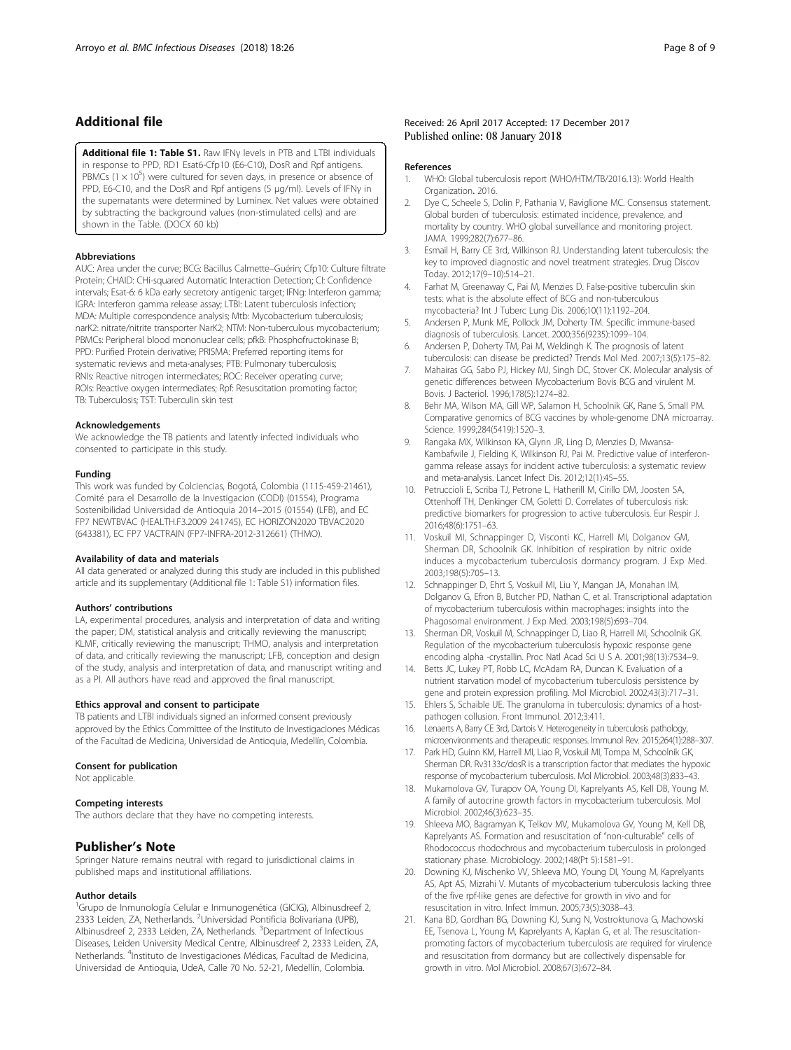## Additional file

**Additional file 1: Table S1.** Raw IFNγ levels in PTB and LTBI individuals in response to PPD, RD1 Esat6-Cfp10 (E6-C10), DosR and Rpf antigens. PBMCs ($1 \times 10^5$) were cultured for seven days, in presence or absence of PPD, E6-C10, and the DosR and Rpf antigens (5 μg/ml). Levels of IFNγ in the supernatants were determined by Luminex. Net values were obtained by subtracting the background values (non-stimulated cells) and are shown in the Table. (DOCX 60 kb)

### Abbreviations

AUC: Area under the curve; BCG: Bacillus Calmette–Guérin; Cfp10: Culture filtrate Protein; CHAID: CHi-squared Automatic Interaction Detection; CI: Confidence intervals; Esat-6: 6 kDa early secretory antigenic target; IFNg: Interferon gamma; IGRA: Interferon gamma release assay; LTBI: Latent tuberculosis infection; MDA: Multiple correspondence analysis; Mtb: Mycobacterium tuberculosis; narK2: nitrate/nitrite transporter NarK2; NTM: Non-tuberculous mycobacterium; PBMCs: Peripheral blood mononuclear cells; pfkB: Phosphofructokinase B; PPD: Purified Protein derivative; PRISMA: Preferred reporting items for systematic reviews and meta-analyses; PTB: Pulmonary tuberculosis; RNIs: Reactive nitrogen intermediates; ROC: Receiver operating curve; ROIs: Reactive oxygen intermediates; Rpf: Resuscitation promoting factor; TB: Tuberculosis; TST: Tuberculin skin test

### Acknowledgements

We acknowledge the TB patients and latently infected individuals who consented to participate in this study.

### Funding

This work was funded by Colciencias, Bogotá, Colombia (1115-459-21461), Comité para el Desarrollo de la Investigacion (CODI) (01554), Programa Sostenibilidad Universidad de Antioquia 2014–2015 (01554) (LFB), and EC FP7 NEWTBVAC (HEALTH.F3.2009 241745), EC HORIZON2020 TBVAC2020 (643381), EC FP7 VACTRAIN (FP7-INFRA-2012-312661) (THMO).

### Availability of data and materials

All data generated or analyzed during this study are included in this published article and its supplementary (Additional file 1: Table S1) information files.

### Authors' contributions

LA, experimental procedures, analysis and interpretation of data and writing the paper; DM, statistical analysis and critically reviewing the manuscript; KLMF, critically reviewing the manuscript; THMO, analysis and interpretation of data, and critically reviewing the manuscript; LFB, conception and design of the study, analysis and interpretation of data, and manuscript writing and as a PI. All authors have read and approved the final manuscript.

### Ethics approval and consent to participate

TB patients and LTBI individuals signed an informed consent previously approved by the Ethics Committee of the Instituto de Investigaciones Médicas of the Facultad de Medicina, Universidad de Antioquia, Medellín, Colombia.

### Consent for publication

Not applicable.

### Competing interests

The authors declare that they have no competing interests.

## Publisher's Note

Springer Nature remains neutral with regard to jurisdictional claims in published maps and institutional affiliations.

### Author details

[1]Grupo de Inmunología Celular e Inmunogenética (GICIG), Albinusdreef 2, 2333 Leiden, ZA, Netherlands. [2]Universidad Pontificia Bolivariana (UPB), Albinusdreef 2, 2333 Leiden, ZA, Netherlands. [3]Department of Infectious Diseases, Leiden University Medical Centre, Albinusdreef 2, 2333 Leiden, ZA, Netherlands. [4]Instituto de Investigaciones Médicas, Facultad de Medicina, Universidad de Antioquia, UdeA, Calle 70 No. 52-21, Medellín, Colombia.

Received: 26 April 2017 Accepted: 17 December 2017
Published online: 08 January 2018

### References

1. WHO: Global tuberculosis report (WHO/HTM/TB/2016.13): World Health Organization. 2016.
2. Dye C, Scheele S, Dolin P, Pathania V, Raviglione MC. Consensus statement. Global burden of tuberculosis: estimated incidence, prevalence, and mortality by country. WHO global surveillance and monitoring project. JAMA. 1999;282(7):677–86.
3. Esmail H, Barry CE 3rd, Wilkinson RJ. Understanding latent tuberculosis: the key to improved diagnostic and novel treatment strategies. Drug Discov Today. 2012;17(9–10):514–21.
4. Farhat M, Greenaway C, Pai M, Menzies D. False-positive tuberculin skin tests: what is the absolute effect of BCG and non-tuberculous mycobacteria? Int J Tuberc Lung Dis. 2006;10(11):1192–204.
5. Andersen P, Munk ME, Pollock JM, Doherty TM. Specific immune-based diagnosis of tuberculosis. Lancet. 2000;356(9235):1099–104.
6. Andersen P, Doherty TM, Pai M, Weldingh K. The prognosis of latent tuberculosis: can disease be predicted? Trends Mol Med. 2007;13(5):175–82.
7. Mahairas GG, Sabo PJ, Hickey MJ, Singh DC, Stover CK. Molecular analysis of genetic differences between Mycobacterium Bovis BCG and virulent M. Bovis. J Bacteriol. 1996;178(5):1274–82.
8. Behr MA, Wilson MA, Gill WP, Salamon H, Schoolnik GK, Rane S, Small PM. Comparative genomics of BCG vaccines by whole-genome DNA microarray. Science. 1999;284(5419):1520–3.
9. Rangaka MX, Wilkinson KA, Glynn JR, Ling D, Menzies D, Mwansa-Kambafwile J, Fielding K, Wilkinson RJ, Pai M. Predictive value of interferon-gamma release assays for incident active tuberculosis: a systematic review and meta-analysis. Lancet Infect Dis. 2012;12(1):45–55.
10. Petruccioli E, Scriba TJ, Petrone L, Hatherill M, Cirillo DM, Joosten SA, Ottenhoff TH, Denkinger CM, Goletti D. Correlates of tuberculosis risk: predictive biomarkers for progression to active tuberculosis. Eur Respir J. 2016;48(6):1751–63.
11. Voskuil MI, Schnappinger D, Visconti KC, Harrell MI, Dolganov GM, Sherman DR, Schoolnik GK. Inhibition of respiration by nitric oxide induces a mycobacterium tuberculosis dormancy program. J Exp Med. 2003;198(5):705–13.
12. Schnappinger D, Ehrt S, Voskuil MI, Liu Y, Mangan JA, Monahan IM, Dolganov G, Efron B, Butcher PD, Nathan C, et al. Transcriptional adaptation of mycobacterium tuberculosis within macrophages: insights into the Phagosomal environment. J Exp Med. 2003;198(5):693–704.
13. Sherman DR, Voskuil M, Schnappinger D, Liao R, Harrell MI, Schoolnik GK. Regulation of the mycobacterium tuberculosis hypoxic response gene encoding alpha -crystallin. Proc Natl Acad Sci U S A. 2001;98(13):7534–9.
14. Betts JC, Lukey PT, Robb LC, McAdam RA, Duncan K. Evaluation of a nutrient starvation model of mycobacterium tuberculosis persistence by gene and protein expression profiling. Mol Microbiol. 2002;43(3):717–31.
15. Ehlers S, Schaible UE. The granuloma in tuberculosis: dynamics of a host-pathogen collusion. Front Immunol. 2012;3:411.
16. Lenaerts A, Barry CE 3rd, Dartois V. Heterogeneity in tuberculosis pathology, microenvironments and therapeutic responses. Immunol Rev. 2015;264(1):288–307.
17. Park HD, Guinn KM, Harrell MI, Liao R, Voskuil MI, Tompa M, Schoolnik GK, Sherman DR. Rv3133c/dosR is a transcription factor that mediates the hypoxic response of mycobacterium tuberculosis. Mol Microbiol. 2003;48(3):833–43.
18. Mukamolova GV, Turapov OA, Young DI, Kaprelyants AS, Kell DB, Young M. A family of autocrine growth factors in mycobacterium tuberculosis. Mol Microbiol. 2002;46(3):623–35.
19. Shleeva MO, Bagramyan K, Telkov MV, Mukamolova GV, Young M, Kell DB, Kaprelyants AS. Formation and resuscitation of "non-culturable" cells of Rhodococcus rhodochrous and mycobacterium tuberculosis in prolonged stationary phase. Microbiology. 2002;148(Pt 5):1581–91.
20. Downing KJ, Mischenko VV, Shleeva MO, Young DI, Young M, Kaprelyants AS, Apt AS, Mizrahi V. Mutants of mycobacterium tuberculosis lacking three of the five rpf-like genes are defective for growth in vivo and for resuscitation in vitro. Infect Immun. 2005;73(5):3038–43.
21. Kana BD, Gordhan BG, Downing KJ, Sung N, Vostroktunova G, Machowski EE, Tsenova L, Young M, Kaprelyants A, Kaplan G, et al. The resuscitation-promoting factors of mycobacterium tuberculosis are required for virulence and resuscitation from dormancy but are collectively dispensable for growth in vitro. Mol Microbiol. 2008;67(3):672–84.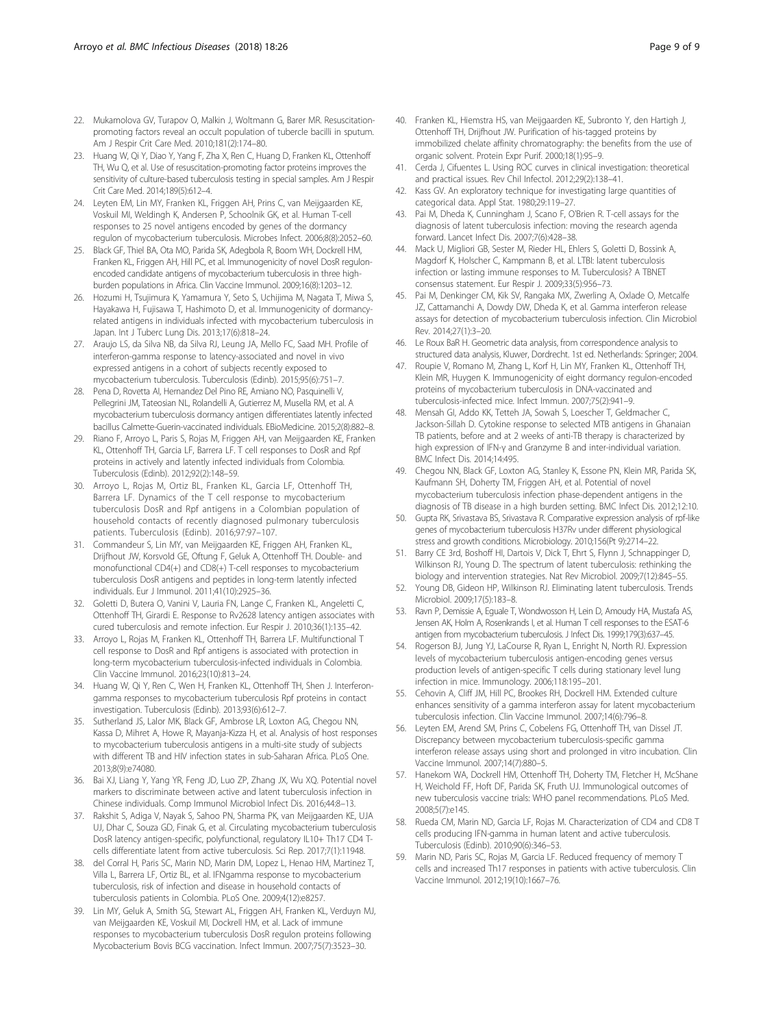22. Mukamolova GV, Turapov O, Malkin J, Woltmann G, Barer MR. Resuscitation-promoting factors reveal an occult population of tubercle bacilli in sputum. Am J Respir Crit Care Med. 2010;181(2):174–80.
23. Huang W, Qi Y, Diao Y, Yang F, Zha X, Ren C, Huang D, Franken KL, Ottenhoff TH, Wu Q, et al. Use of resuscitation-promoting factor proteins improves the sensitivity of culture-based tuberculosis testing in special samples. Am J Respir Crit Care Med. 2014;189(5):612–4.
24. Leyten EM, Lin MY, Franken KL, Friggen AH, Prins C, van Meijgaarden KE, Voskuil MI, Weldingh K, Andersen P, Schoolnik GK, et al. Human T-cell responses to 25 novel antigens encoded by genes of the dormancy regulon of mycobacterium tuberculosis. Microbes Infect. 2006;8(8):2052–60.
25. Black GF, Thiel BA, Ota MO, Parida SK, Adegbola R, Boom WH, Dockrell HM, Franken KL, Friggen AH, Hill PC, et al. Immunogenicity of novel DosR regulon-encoded candidate antigens of mycobacterium tuberculosis in three high-burden populations in Africa. Clin Vaccine Immunol. 2009;16(8):1203–12.
26. Hozumi H, Tsujimura K, Yamamura Y, Seto S, Uchijima M, Nagata T, Miwa S, Hayakawa H, Fujisawa T, Hashimoto D, et al. Immunogenicity of dormancy-related antigens in individuals infected with mycobacterium tuberculosis in Japan. Int J Tuberc Lung Dis. 2013;17(6):818–24.
27. Araujo LS, da Silva NB, da Silva RJ, Leung JA, Mello FC, Saad MH. Profile of interferon-gamma response to latency-associated and novel in vivo expressed antigens in a cohort of subjects recently exposed to mycobacterium tuberculosis. Tuberculosis (Edinb). 2015;95(6):751–7.
28. Pena D, Rovetta AI, Hernandez Del Pino RE, Amiano NO, Pasquinelli V, Pellegrini JM, Tateosian NL, Rolandelli A, Gutierrez M, Musella RM, et al. A mycobacterium tuberculosis dormancy antigen differentiates latently infected bacillus Calmette-Guerin-vaccinated individuals. EBioMedicine. 2015;2(8):882–8.
29. Riano F, Arroyo L, Paris S, Rojas M, Friggen AH, van Meijgaarden KE, Franken KL, Ottenhoff TH, Garcia LF, Barrera LF. T cell responses to DosR and Rpf proteins in actively and latently infected individuals from Colombia. Tuberculosis (Edinb). 2012;92(2):148–59.
30. Arroyo L, Rojas M, Ortiz BL, Franken KL, Garcia LF, Ottenhoff TH, Barrera LF. Dynamics of the T cell response to mycobacterium tuberculosis DosR and Rpf antigens in a Colombian population of household contacts of recently diagnosed pulmonary tuberculosis patients. Tuberculosis (Edinb). 2016;97:97–107.
31. Commandeur S, Lin MY, van Meijgaarden KE, Friggen AH, Franken KL, Drijfhout JW, Korsvold GE, Oftung F, Geluk A, Ottenhoff TH. Double- and monofunctional CD4(+) and CD8(+) T-cell responses to mycobacterium tuberculosis DosR antigens and peptides in long-term latently infected individuals. Eur J Immunol. 2011;41(10):2925–36.
32. Goletti D, Butera O, Vanini V, Lauria FN, Lange C, Franken KL, Angeletti C, Ottenhoff TH, Girardi E. Response to Rv2628 latency antigen associates with cured tuberculosis and remote infection. Eur Respir J. 2010;36(1):135–42.
33. Arroyo L, Rojas M, Franken KL, Ottenhoff TH, Barrera LF. Multifunctional T cell response to DosR and Rpf antigens is associated with protection in long-term mycobacterium tuberculosis-infected individuals in Colombia. Clin Vaccine Immunol. 2016;23(10):813–24.
34. Huang W, Qi Y, Ren C, Wen H, Franken KL, Ottenhoff TH, Shen J. Interferon-gamma responses to mycobacterium tuberculosis Rpf proteins in contact investigation. Tuberculosis (Edinb). 2013;93(6):612–7.
35. Sutherland JS, Lalor MK, Black GF, Ambrose LR, Loxton AG, Chegou NN, Kassa D, Mihret A, Howe R, Mayanja-Kizza H, et al. Analysis of host responses to mycobacterium tuberculosis antigens in a multi-site study of subjects with different TB and HIV infection states in sub-Saharan Africa. PLoS One. 2013;8(9):e74080.
36. Bai XJ, Liang Y, Yang YR, Feng JD, Luo ZP, Zhang JX, Wu XQ. Potential novel markers to discriminate between active and latent tuberculosis infection in Chinese individuals. Comp Immunol Microbiol Infect Dis. 2016;44:8–13.
37. Rakshit S, Adiga V, Nayak S, Sahoo PN, Sharma PK, van Meijgaarden KE, UJA UJ, Dhar C, Souza GD, Finak G, et al. Circulating mycobacterium tuberculosis DosR latency antigen-specific, polyfunctional, regulatory IL10+ Th17 CD4 T-cells differentiate latent from active tuberculosis. Sci Rep. 2017;7(1):11948.
38. del Corral H, Paris SC, Marin ND, Marin DM, Lopez L, Henao HM, Martinez T, Villa L, Barrera LF, Ortiz BL, et al. IFNgamma response to mycobacterium tuberculosis, risk of infection and disease in household contacts of tuberculosis patients in Colombia. PLoS One. 2009;4(12):e8257.
39. Lin MY, Geluk A, Smith SG, Stewart AL, Friggen AH, Franken KL, Verduyn MJ, van Meijgaarden KE, Voskuil MI, Dockrell HM, et al. Lack of immune responses to mycobacterium tuberculosis DosR regulon proteins following Mycobacterium Bovis BCG vaccination. Infect Immun. 2007;75(7):3523–30.
40. Franken KL, Hiemstra HS, van Meijgaarden KE, Subronto Y, den Hartigh J, Ottenhoff TH, Drijfhout JW. Purification of his-tagged proteins by immobilized chelate affinity chromatography: the benefits from the use of organic solvent. Protein Expr Purif. 2000;18(1):95–9.
41. Cerda J, Cifuentes L. Using ROC curves in clinical investigation: theoretical and practical issues. Rev Chil Infectol. 2012;29(2):138–41.
42. Kass GV. An exploratory technique for investigating large quantities of categorical data. Appl Stat. 1980;29:119–27.
43. Pai M, Dheda K, Cunningham J, Scano F, O'Brien R. T-cell assays for the diagnosis of latent tuberculosis infection: moving the research agenda forward. Lancet Infect Dis. 2007;7(6):428–38.
44. Mack U, Migliori GB, Sester M, Rieder HL, Ehlers S, Goletti D, Bossink A, Magdorf K, Holscher C, Kampmann B, et al. LTBI: latent tuberculosis infection or lasting immune responses to M. Tuberculosis? A TBNET consensus statement. Eur Respir J. 2009;33(5):956–73.
45. Pai M, Denkinger CM, Kik SV, Rangaka MX, Zwerling A, Oxlade O, Metcalfe JZ, Cattamanchi A, Dowdy DW, Dheda K, et al. Gamma interferon release assays for detection of mycobacterium tuberculosis infection. Clin Microbiol Rev. 2014;27(1):3–20.
46. Le Roux BaR H. Geometric data analysis, from correspondence analysis to structured data analysis, Kluwer, Dordrecht. 1st ed. Netherlands: Springer; 2004.
47. Roupie V, Romano M, Zhang L, Korf H, Lin MY, Franken KL, Ottenhoff TH, Klein MR, Huygen K. Immunogenicity of eight dormancy regulon-encoded proteins of mycobacterium tuberculosis in DNA-vaccinated and tuberculosis-infected mice. Infect Immun. 2007;75(2):941–9.
48. Mensah GI, Addo KK, Tetteh JA, Sowah S, Loescher T, Geldmacher C, Jackson-Sillah D. Cytokine response to selected MTB antigens in Ghanaian TB patients, before and at 2 weeks of anti-TB therapy is characterized by high expression of IFN-γ and Granzyme B and inter-individual variation. BMC Infect Dis. 2014;14:495.
49. Chegou NN, Black GF, Loxton AG, Stanley K, Essone PN, Klein MR, Parida SK, Kaufmann SH, Doherty TM, Friggen AH, et al. Potential of novel mycobacterium tuberculosis infection phase-dependent antigens in the diagnosis of TB disease in a high burden setting. BMC Infect Dis. 2012;12:10.
50. Gupta RK, Srivastava BS, Srivastava R. Comparative expression analysis of rpf-like genes of mycobacterium tuberculosis H37Rv under different physiological stress and growth conditions. Microbiology. 2010;156(Pt 9):2714–22.
51. Barry CE 3rd, Boshoff HI, Dartois V, Dick T, Ehrt S, Flynn J, Schnappinger D, Wilkinson RJ, Young D. The spectrum of latent tuberculosis: rethinking the biology and intervention strategies. Nat Rev Microbiol. 2009;7(12):845–55.
52. Young DB, Gideon HP, Wilkinson RJ. Eliminating latent tuberculosis. Trends Microbiol. 2009;17(5):183–8.
53. Ravn P, Demissie A, Eguale T, Wondwosson H, Lein D, Amoudy HA, Mustafa AS, Jensen AK, Holm A, Rosenkrands I, et al. Human T cell responses to the ESAT-6 antigen from mycobacterium tuberculosis. J Infect Dis. 1999;179(3):637–45.
54. Rogerson BJ, Jung YJ, LaCourse R, Ryan L, Enright N, North RJ. Expression levels of mycobacterium tuberculosis antigen-encoding genes versus production levels of antigen-specific T cells during stationary level lung infection in mice. Immunology. 2006;118:195–201.
55. Cehovin A, Cliff JM, Hill PC, Brookes RH, Dockrell HM. Extended culture enhances sensitivity of a gamma interferon assay for latent mycobacterium tuberculosis infection. Clin Vaccine Immunol. 2007;14(6):796–8.
56. Leyten EM, Arend SM, Prins C, Cobelens FG, Ottenhoff TH, van Dissel JT. Discrepancy between mycobacterium tuberculosis-specific gamma interferon release assays using short and prolonged in vitro incubation. Clin Vaccine Immunol. 2007;14(7):880–5.
57. Hanekom WA, Dockrell HM, Ottenhoff TH, Doherty TM, Fletcher H, McShane H, Weichold FF, Hoft DF, Parida SK, Fruth UJ. Immunological outcomes of new tuberculosis vaccine trials: WHO panel recommendations. PLoS Med. 2008;5(7):e145.
58. Rueda CM, Marin ND, Garcia LF, Rojas M. Characterization of CD4 and CD8 T cells producing IFN-gamma in human latent and active tuberculosis. Tuberculosis (Edinb). 2010;90(6):346–53.
59. Marin ND, Paris SC, Rojas M, Garcia LF. Reduced frequency of memory T cells and increased Th17 responses in patients with active tuberculosis. Clin Vaccine Immunol. 2012;19(10):1667–76.